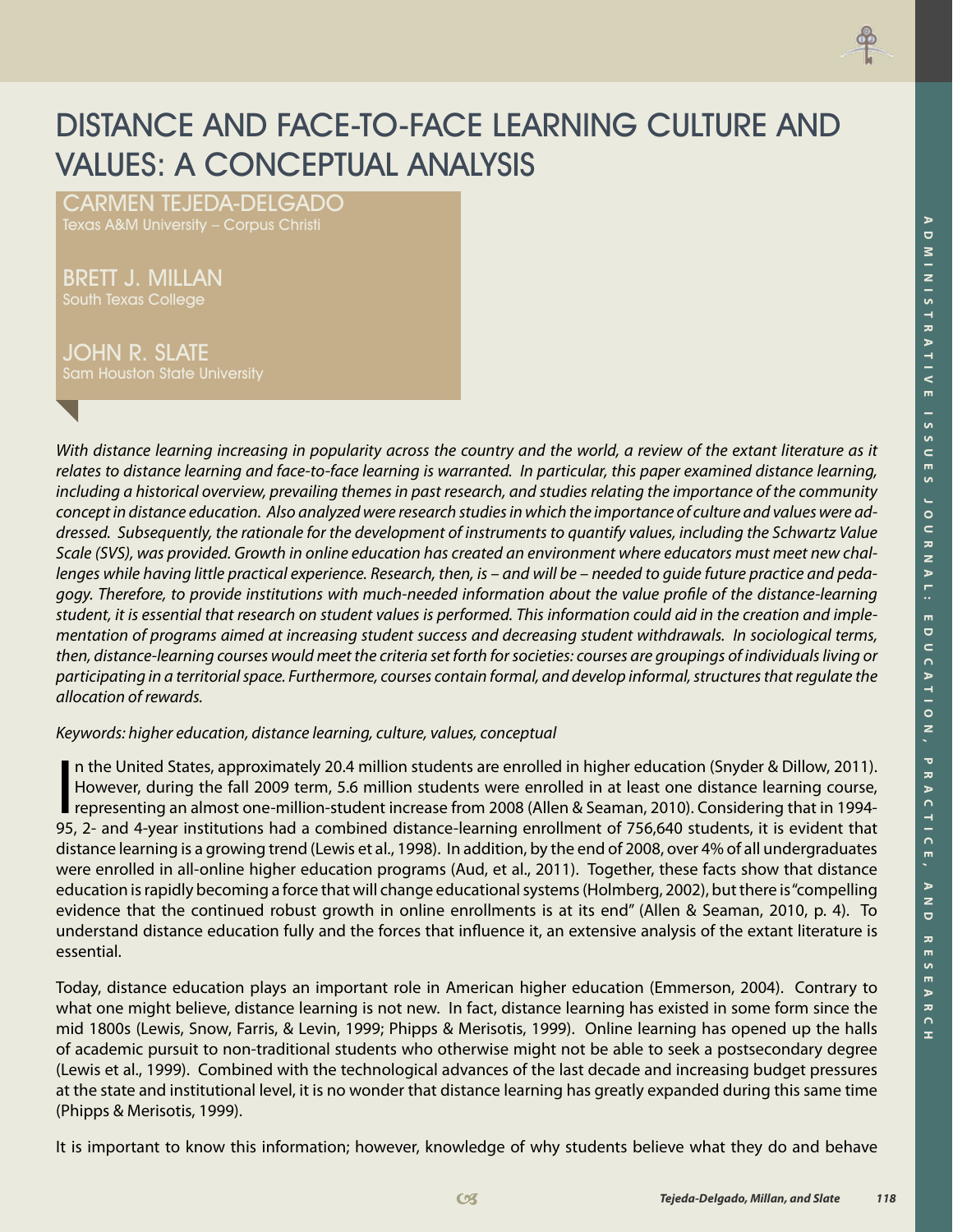# DISTANCE AND FACE-TO-FACE LEARNING CULTURE AND VALUES: A CONCEPTUAL ANALYSIS

CARMEN TEJEDA-DELGADO
Texas A&M University – Corpus Christi

BRETT J. MILLAN
South Texas College

JOHN R. SLATE
Sam Houston State University

*With distance learning increasing in popularity across the country and the world, a review of the extant literature as it relates to distance learning and face-to-face learning is warranted. In particular, this paper examined distance learning, including a historical overview, prevailing themes in past research, and studies relating the importance of the community concept in distance education. Also analyzed were research studies in which the importance of culture and values were addressed. Subsequently, the rationale for the development of instruments to quantify values, including the Schwartz Value Scale (SVS), was provided. Growth in online education has created an environment where educators must meet new challenges while having little practical experience. Research, then, is – and will be – needed to guide future practice and pedagogy. Therefore, to provide institutions with much-needed information about the value profile of the distance-learning student, it is essential that research on student values is performed. This information could aid in the creation and implementation of programs aimed at increasing student success and decreasing student withdrawals. In sociological terms, then, distance-learning courses would meet the criteria set forth for societies: courses are groupings of individuals living or participating in a territorial space. Furthermore, courses contain formal, and develop informal, structures that regulate the allocation of rewards.*

*Keywords: higher education, distance learning, culture, values, conceptual*

In the United States, approximately 20.4 million students are enrolled in higher education (Snyder & Dillow, 2011). However, during the fall 2009 term, 5.6 million students were enrolled in at least one distance learning course, representing an almost one-million-student increase from 2008 (Allen & Seaman, 2010). Considering that in 1994-95, 2- and 4-year institutions had a combined distance-learning enrollment of 756,640 students, it is evident that distance learning is a growing trend (Lewis et al., 1998). In addition, by the end of 2008, over 4% of all undergraduates were enrolled in all-online higher education programs (Aud, et al., 2011). Together, these facts show that distance education is rapidly becoming a force that will change educational systems (Holmberg, 2002), but there is "compelling evidence that the continued robust growth in online enrollments is at its end" (Allen & Seaman, 2010, p. 4). To understand distance education fully and the forces that influence it, an extensive analysis of the extant literature is essential.

Today, distance education plays an important role in American higher education (Emmerson, 2004). Contrary to what one might believe, distance learning is not new. In fact, distance learning has existed in some form since the mid 1800s (Lewis, Snow, Farris, & Levin, 1999; Phipps & Merisotis, 1999). Online learning has opened up the halls of academic pursuit to non-traditional students who otherwise might not be able to seek a postsecondary degree (Lewis et al., 1999). Combined with the technological advances of the last decade and increasing budget pressures at the state and institutional level, it is no wonder that distance learning has greatly expanded during this same time (Phipps & Merisotis, 1999).

It is important to know this information; however, knowledge of why students believe what they do and behave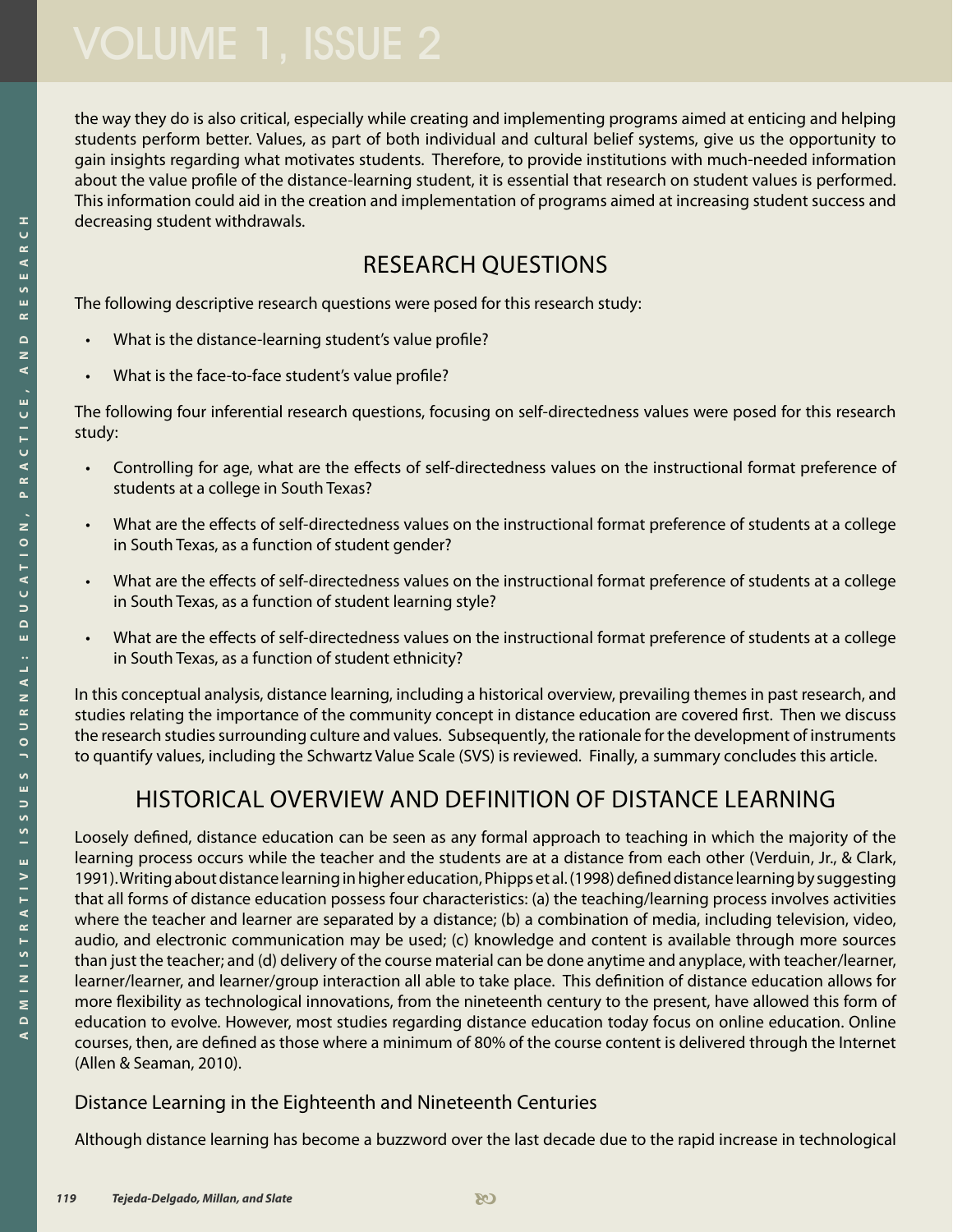the way they do is also critical, especially while creating and implementing programs aimed at enticing and helping students perform better. Values, as part of both individual and cultural belief systems, give us the opportunity to gain insights regarding what motivates students. Therefore, to provide institutions with much-needed information about the value profile of the distance-learning student, it is essential that research on student values is performed. This information could aid in the creation and implementation of programs aimed at increasing student success and decreasing student withdrawals.

## RESEARCH QUESTIONS

The following descriptive research questions were posed for this research study:

- What is the distance-learning student's value profile?
- What is the face-to-face student's value profile?

The following four inferential research questions, focusing on self-directedness values were posed for this research study:

- Controlling for age, what are the effects of self-directedness values on the instructional format preference of students at a college in South Texas?
- What are the effects of self-directedness values on the instructional format preference of students at a college in South Texas, as a function of student gender?
- What are the effects of self-directedness values on the instructional format preference of students at a college in South Texas, as a function of student learning style?
- What are the effects of self-directedness values on the instructional format preference of students at a college in South Texas, as a function of student ethnicity?

In this conceptual analysis, distance learning, including a historical overview, prevailing themes in past research, and studies relating the importance of the community concept in distance education are covered first. Then we discuss the research studies surrounding culture and values. Subsequently, the rationale for the development of instruments to quantify values, including the Schwartz Value Scale (SVS) is reviewed. Finally, a summary concludes this article.

## HISTORICAL OVERVIEW AND DEFINITION OF DISTANCE LEARNING

Loosely defined, distance education can be seen as any formal approach to teaching in which the majority of the learning process occurs while the teacher and the students are at a distance from each other (Verduin, Jr., & Clark, 1991). Writing about distance learning in higher education, Phipps et al. (1998) defined distance learning by suggesting that all forms of distance education possess four characteristics: (a) the teaching/learning process involves activities where the teacher and learner are separated by a distance; (b) a combination of media, including television, video, audio, and electronic communication may be used; (c) knowledge and content is available through more sources than just the teacher; and (d) delivery of the course material can be done anytime and anyplace, with teacher/learner, learner/learner, and learner/group interaction all able to take place. This definition of distance education allows for more flexibility as technological innovations, from the nineteenth century to the present, have allowed this form of education to evolve. However, most studies regarding distance education today focus on online education. Online courses, then, are defined as those where a minimum of 80% of the course content is delivered through the Internet (Allen & Seaman, 2010).

### Distance Learning in the Eighteenth and Nineteenth Centuries

Although distance learning has become a buzzword over the last decade due to the rapid increase in technological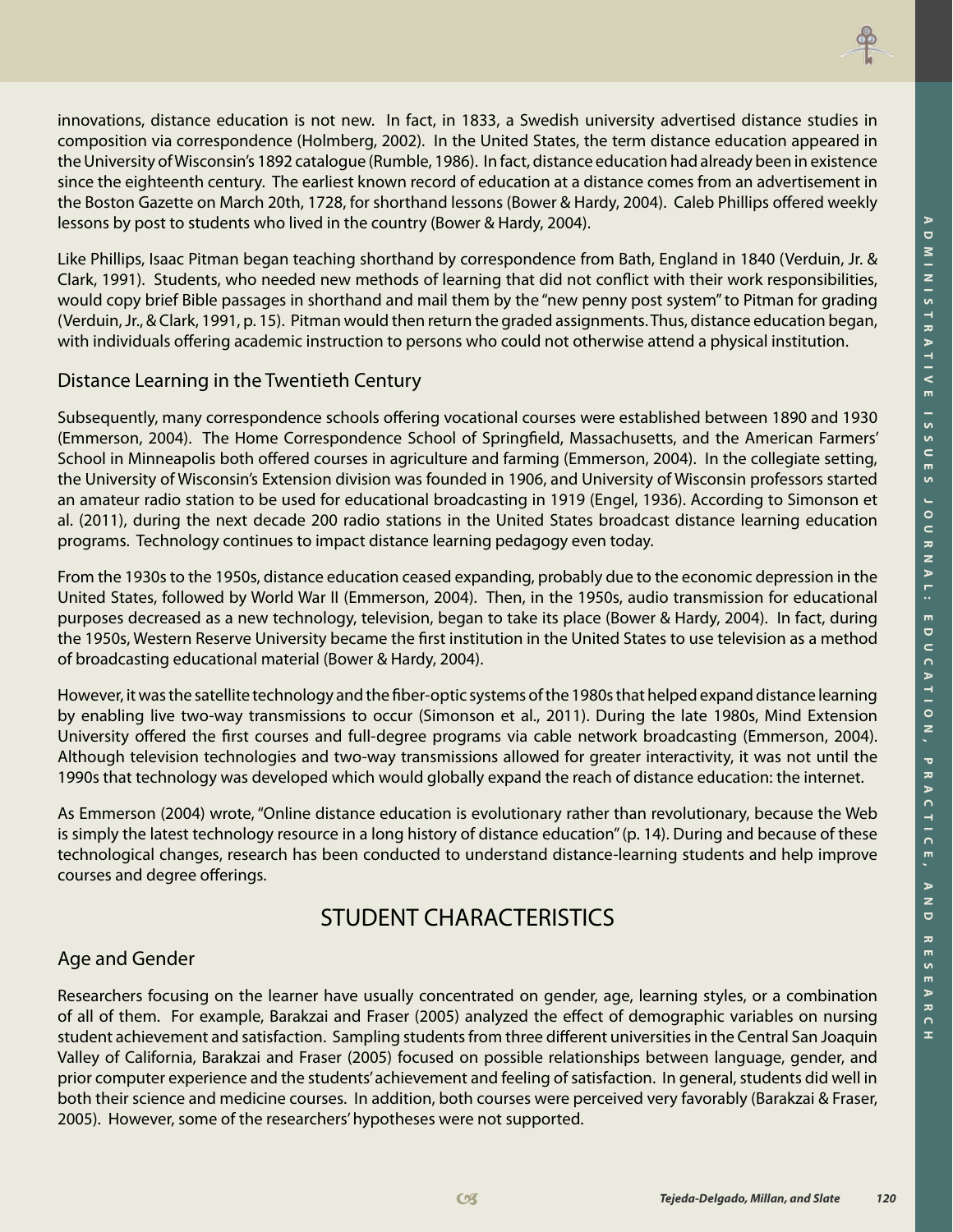innovations, distance education is not new. In fact, in 1833, a Swedish university advertised distance studies in composition via correspondence (Holmberg, 2002). In the United States, the term distance education appeared in the University of Wisconsin's 1892 catalogue (Rumble, 1986). In fact, distance education had already been in existence since the eighteenth century. The earliest known record of education at a distance comes from an advertisement in the Boston Gazette on March 20th, 1728, for shorthand lessons (Bower & Hardy, 2004). Caleb Phillips offered weekly lessons by post to students who lived in the country (Bower & Hardy, 2004).

Like Phillips, Isaac Pitman began teaching shorthand by correspondence from Bath, England in 1840 (Verduin, Jr. & Clark, 1991). Students, who needed new methods of learning that did not conflict with their work responsibilities, would copy brief Bible passages in shorthand and mail them by the "new penny post system" to Pitman for grading (Verduin, Jr., & Clark, 1991, p. 15). Pitman would then return the graded assignments. Thus, distance education began, with individuals offering academic instruction to persons who could not otherwise attend a physical institution.

### Distance Learning in the Twentieth Century

Subsequently, many correspondence schools offering vocational courses were established between 1890 and 1930 (Emmerson, 2004). The Home Correspondence School of Springfield, Massachusetts, and the American Farmers' School in Minneapolis both offered courses in agriculture and farming (Emmerson, 2004). In the collegiate setting, the University of Wisconsin's Extension division was founded in 1906, and University of Wisconsin professors started an amateur radio station to be used for educational broadcasting in 1919 (Engel, 1936). According to Simonson et al. (2011), during the next decade 200 radio stations in the United States broadcast distance learning education programs. Technology continues to impact distance learning pedagogy even today.

From the 1930s to the 1950s, distance education ceased expanding, probably due to the economic depression in the United States, followed by World War II (Emmerson, 2004). Then, in the 1950s, audio transmission for educational purposes decreased as a new technology, television, began to take its place (Bower & Hardy, 2004). In fact, during the 1950s, Western Reserve University became the first institution in the United States to use television as a method of broadcasting educational material (Bower & Hardy, 2004).

However, it was the satellite technology and the fiber-optic systems of the 1980s that helped expand distance learning by enabling live two-way transmissions to occur (Simonson et al., 2011). During the late 1980s, Mind Extension University offered the first courses and full-degree programs via cable network broadcasting (Emmerson, 2004). Although television technologies and two-way transmissions allowed for greater interactivity, it was not until the 1990s that technology was developed which would globally expand the reach of distance education: the internet.

As Emmerson (2004) wrote, "Online distance education is evolutionary rather than revolutionary, because the Web is simply the latest technology resource in a long history of distance education" (p. 14). During and because of these technological changes, research has been conducted to understand distance-learning students and help improve courses and degree offerings.

## STUDENT CHARACTERISTICS

### Age and Gender

Researchers focusing on the learner have usually concentrated on gender, age, learning styles, or a combination of all of them. For example, Barakzai and Fraser (2005) analyzed the effect of demographic variables on nursing student achievement and satisfaction. Sampling students from three different universities in the Central San Joaquin Valley of California, Barakzai and Fraser (2005) focused on possible relationships between language, gender, and prior computer experience and the students' achievement and feeling of satisfaction. In general, students did well in both their science and medicine courses. In addition, both courses were perceived very favorably (Barakzai & Fraser, 2005). However, some of the researchers' hypotheses were not supported.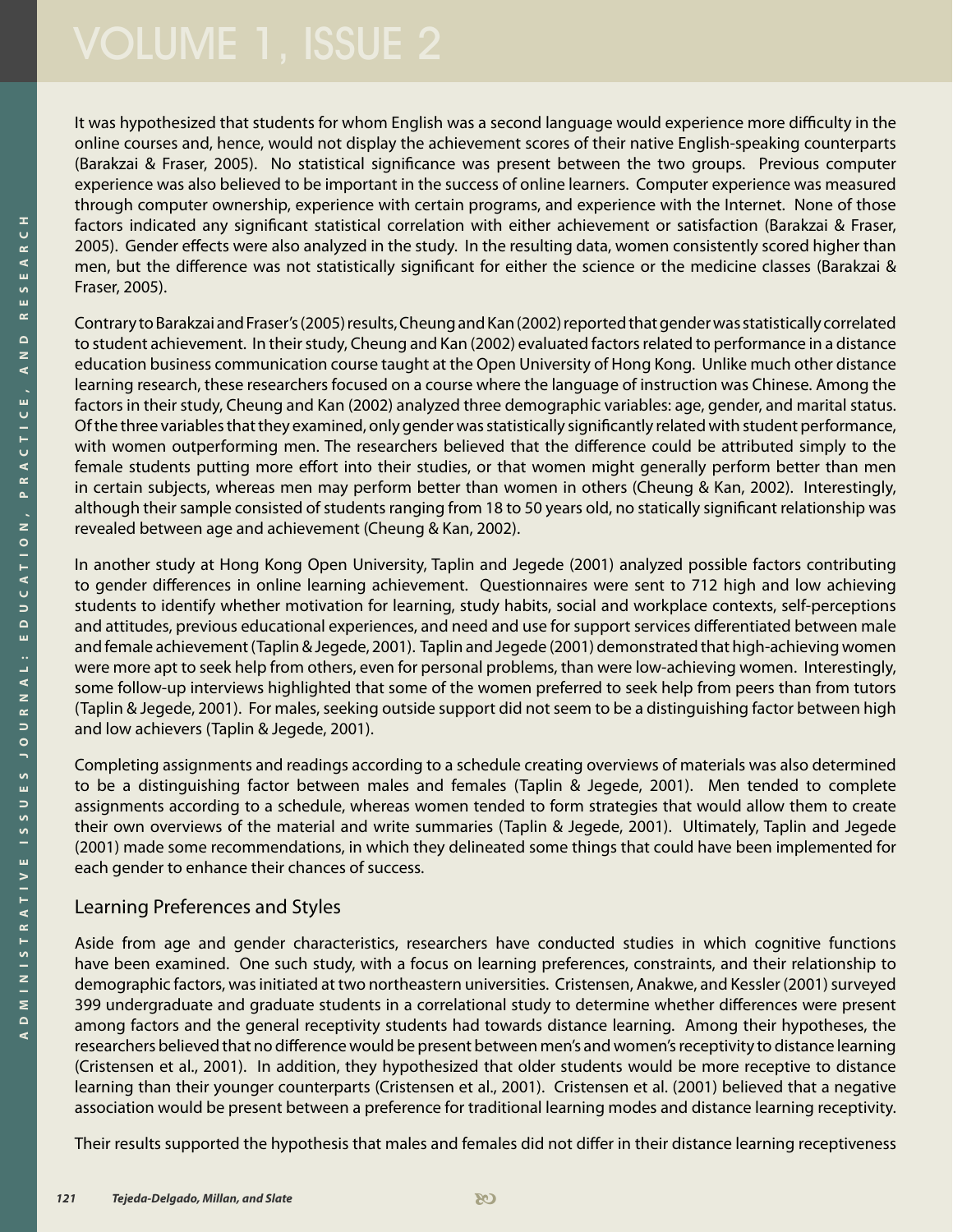It was hypothesized that students for whom English was a second language would experience more difficulty in the online courses and, hence, would not display the achievement scores of their native English-speaking counterparts (Barakzai & Fraser, 2005). No statistical significance was present between the two groups. Previous computer experience was also believed to be important in the success of online learners. Computer experience was measured through computer ownership, experience with certain programs, and experience with the Internet. None of those factors indicated any significant statistical correlation with either achievement or satisfaction (Barakzai & Fraser, 2005). Gender effects were also analyzed in the study. In the resulting data, women consistently scored higher than men, but the difference was not statistically significant for either the science or the medicine classes (Barakzai & Fraser, 2005).

Contrary to Barakzai and Fraser's (2005) results, Cheung and Kan (2002) reported that gender was statistically correlated to student achievement. In their study, Cheung and Kan (2002) evaluated factors related to performance in a distance education business communication course taught at the Open University of Hong Kong. Unlike much other distance learning research, these researchers focused on a course where the language of instruction was Chinese. Among the factors in their study, Cheung and Kan (2002) analyzed three demographic variables: age, gender, and marital status. Of the three variables that they examined, only gender was statistically significantly related with student performance, with women outperforming men. The researchers believed that the difference could be attributed simply to the female students putting more effort into their studies, or that women might generally perform better than men in certain subjects, whereas men may perform better than women in others (Cheung & Kan, 2002). Interestingly, although their sample consisted of students ranging from 18 to 50 years old, no statically significant relationship was revealed between age and achievement (Cheung & Kan, 2002).

In another study at Hong Kong Open University, Taplin and Jegede (2001) analyzed possible factors contributing to gender differences in online learning achievement. Questionnaires were sent to 712 high and low achieving students to identify whether motivation for learning, study habits, social and workplace contexts, self-perceptions and attitudes, previous educational experiences, and need and use for support services differentiated between male and female achievement (Taplin & Jegede, 2001). Taplin and Jegede (2001) demonstrated that high-achieving women were more apt to seek help from others, even for personal problems, than were low-achieving women. Interestingly, some follow-up interviews highlighted that some of the women preferred to seek help from peers than from tutors (Taplin & Jegede, 2001). For males, seeking outside support did not seem to be a distinguishing factor between high and low achievers (Taplin & Jegede, 2001).

Completing assignments and readings according to a schedule creating overviews of materials was also determined to be a distinguishing factor between males and females (Taplin & Jegede, 2001). Men tended to complete assignments according to a schedule, whereas women tended to form strategies that would allow them to create their own overviews of the material and write summaries (Taplin & Jegede, 2001). Ultimately, Taplin and Jegede (2001) made some recommendations, in which they delineated some things that could have been implemented for each gender to enhance their chances of success.

## Learning Preferences and Styles

Aside from age and gender characteristics, researchers have conducted studies in which cognitive functions have been examined. One such study, with a focus on learning preferences, constraints, and their relationship to demographic factors, was initiated at two northeastern universities. Cristensen, Anakwe, and Kessler (2001) surveyed 399 undergraduate and graduate students in a correlational study to determine whether differences were present among factors and the general receptivity students had towards distance learning. Among their hypotheses, the researchers believed that no difference would be present between men's and women's receptivity to distance learning (Cristensen et al., 2001). In addition, they hypothesized that older students would be more receptive to distance learning than their younger counterparts (Cristensen et al., 2001). Cristensen et al. (2001) believed that a negative association would be present between a preference for traditional learning modes and distance learning receptivity.

Their results supported the hypothesis that males and females did not differ in their distance learning receptiveness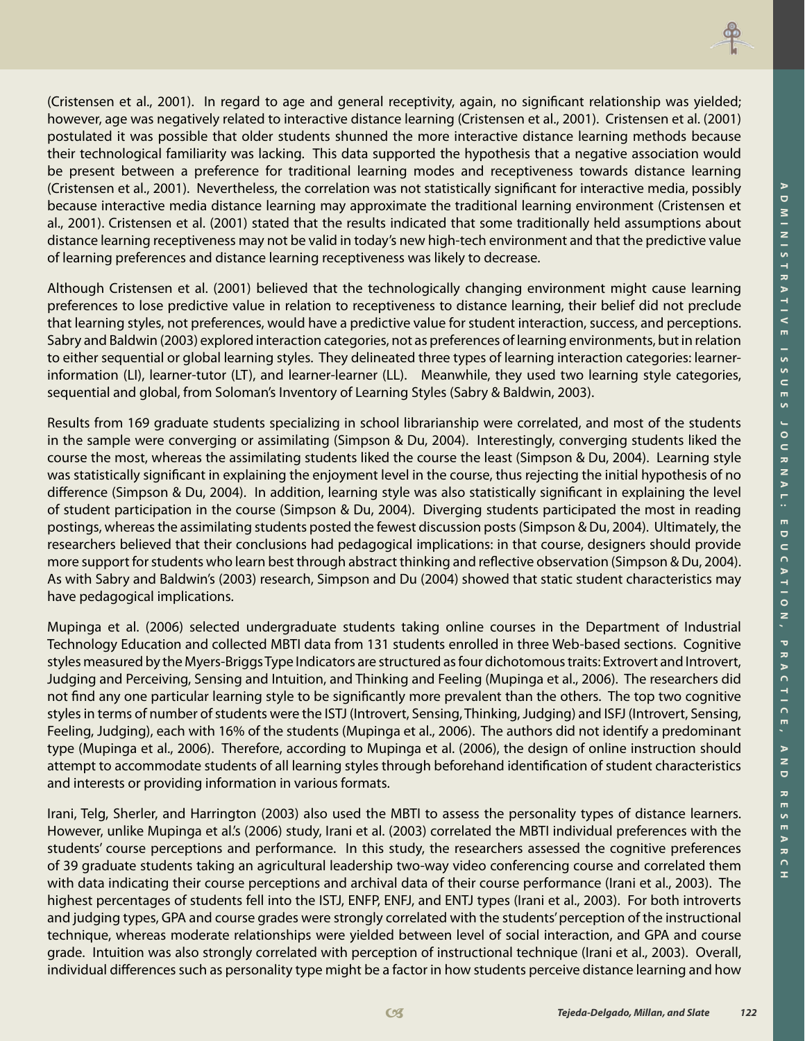(Cristensen et al., 2001). In regard to age and general receptivity, again, no significant relationship was yielded; however, age was negatively related to interactive distance learning (Cristensen et al., 2001). Cristensen et al. (2001) postulated it was possible that older students shunned the more interactive distance learning methods because their technological familiarity was lacking. This data supported the hypothesis that a negative association would be present between a preference for traditional learning modes and receptiveness towards distance learning (Cristensen et al., 2001). Nevertheless, the correlation was not statistically significant for interactive media, possibly because interactive media distance learning may approximate the traditional learning environment (Cristensen et al., 2001). Cristensen et al. (2001) stated that the results indicated that some traditionally held assumptions about distance learning receptiveness may not be valid in today's new high-tech environment and that the predictive value of learning preferences and distance learning receptiveness was likely to decrease.

Although Cristensen et al. (2001) believed that the technologically changing environment might cause learning preferences to lose predictive value in relation to receptiveness to distance learning, their belief did not preclude that learning styles, not preferences, would have a predictive value for student interaction, success, and perceptions. Sabry and Baldwin (2003) explored interaction categories, not as preferences of learning environments, but in relation to either sequential or global learning styles. They delineated three types of learning interaction categories: learner-information (LI), learner-tutor (LT), and learner-learner (LL). Meanwhile, they used two learning style categories, sequential and global, from Soloman's Inventory of Learning Styles (Sabry & Baldwin, 2003).

Results from 169 graduate students specializing in school librarianship were correlated, and most of the students in the sample were converging or assimilating (Simpson & Du, 2004). Interestingly, converging students liked the course the most, whereas the assimilating students liked the course the least (Simpson & Du, 2004). Learning style was statistically significant in explaining the enjoyment level in the course, thus rejecting the initial hypothesis of no difference (Simpson & Du, 2004). In addition, learning style was also statistically significant in explaining the level of student participation in the course (Simpson & Du, 2004). Diverging students participated the most in reading postings, whereas the assimilating students posted the fewest discussion posts (Simpson & Du, 2004). Ultimately, the researchers believed that their conclusions had pedagogical implications: in that course, designers should provide more support for students who learn best through abstract thinking and reflective observation (Simpson & Du, 2004). As with Sabry and Baldwin's (2003) research, Simpson and Du (2004) showed that static student characteristics may have pedagogical implications.

Mupinga et al. (2006) selected undergraduate students taking online courses in the Department of Industrial Technology Education and collected MBTI data from 131 students enrolled in three Web-based sections. Cognitive styles measured by the Myers-Briggs Type Indicators are structured as four dichotomous traits: Extrovert and Introvert, Judging and Perceiving, Sensing and Intuition, and Thinking and Feeling (Mupinga et al., 2006). The researchers did not find any one particular learning style to be significantly more prevalent than the others. The top two cognitive styles in terms of number of students were the ISTJ (Introvert, Sensing, Thinking, Judging) and ISFJ (Introvert, Sensing, Feeling, Judging), each with 16% of the students (Mupinga et al., 2006). The authors did not identify a predominant type (Mupinga et al., 2006). Therefore, according to Mupinga et al. (2006), the design of online instruction should attempt to accommodate students of all learning styles through beforehand identification of student characteristics and interests or providing information in various formats.

Irani, Telg, Sherler, and Harrington (2003) also used the MBTI to assess the personality types of distance learners. However, unlike Mupinga et al.'s (2006) study, Irani et al. (2003) correlated the MBTI individual preferences with the students' course perceptions and performance. In this study, the researchers assessed the cognitive preferences of 39 graduate students taking an agricultural leadership two-way video conferencing course and correlated them with data indicating their course perceptions and archival data of their course performance (Irani et al., 2003). The highest percentages of students fell into the ISTJ, ENFP, ENFJ, and ENTJ types (Irani et al., 2003). For both introverts and judging types, GPA and course grades were strongly correlated with the students' perception of the instructional technique, whereas moderate relationships were yielded between level of social interaction, and GPA and course grade. Intuition was also strongly correlated with perception of instructional technique (Irani et al., 2003). Overall, individual differences such as personality type might be a factor in how students perceive distance learning and how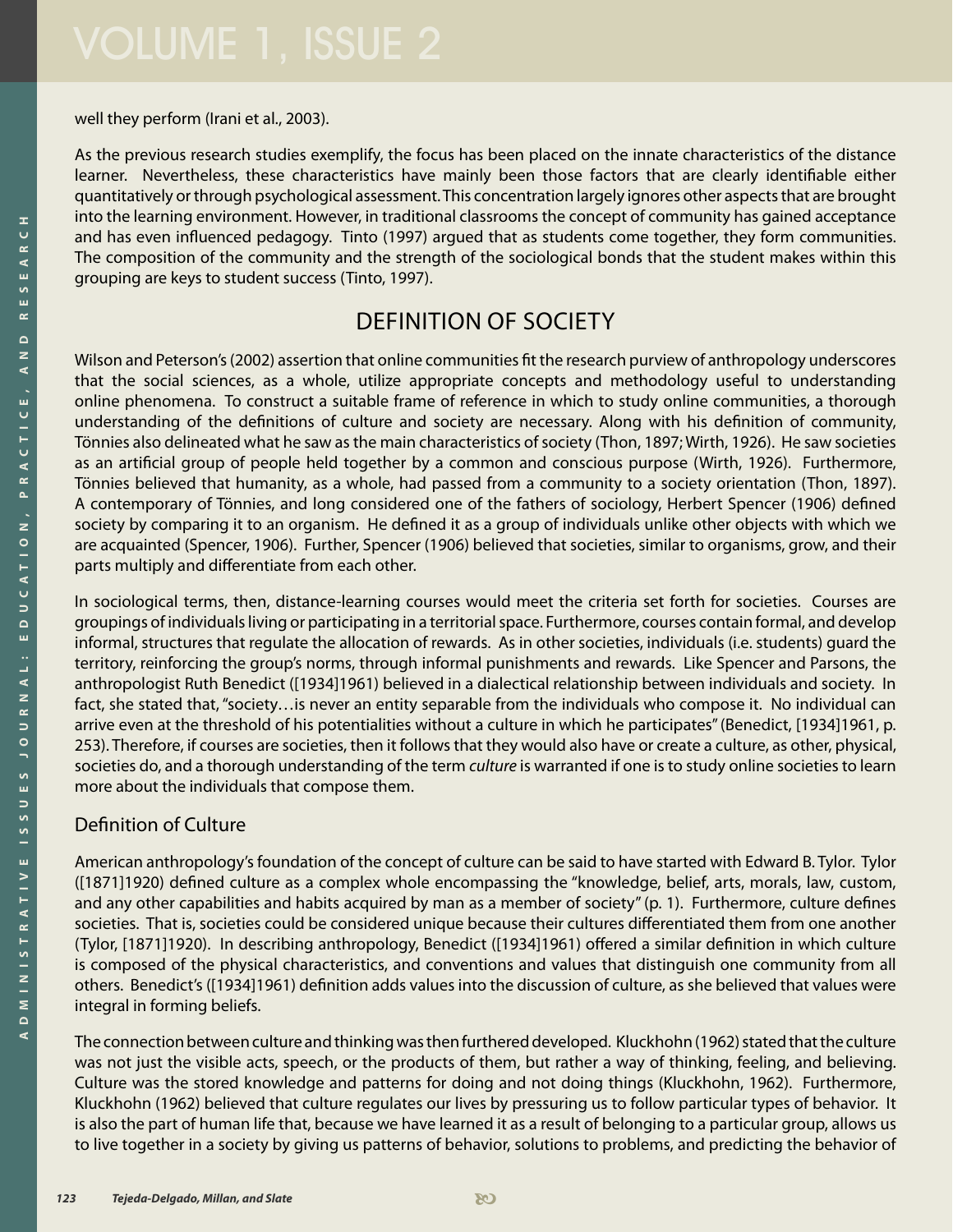well they perform (Irani et al., 2003).

As the previous research studies exemplify, the focus has been placed on the innate characteristics of the distance learner. Nevertheless, these characteristics have mainly been those factors that are clearly identifiable either quantitatively or through psychological assessment. This concentration largely ignores other aspects that are brought into the learning environment. However, in traditional classrooms the concept of community has gained acceptance and has even influenced pedagogy. Tinto (1997) argued that as students come together, they form communities. The composition of the community and the strength of the sociological bonds that the student makes within this grouping are keys to student success (Tinto, 1997).

## DEFINITION OF SOCIETY

Wilson and Peterson's (2002) assertion that online communities fit the research purview of anthropology underscores that the social sciences, as a whole, utilize appropriate concepts and methodology useful to understanding online phenomena. To construct a suitable frame of reference in which to study online communities, a thorough understanding of the definitions of culture and society are necessary. Along with his definition of community, Tönnies also delineated what he saw as the main characteristics of society (Thon, 1897; Wirth, 1926). He saw societies as an artificial group of people held together by a common and conscious purpose (Wirth, 1926). Furthermore, Tönnies believed that humanity, as a whole, had passed from a community to a society orientation (Thon, 1897). A contemporary of Tönnies, and long considered one of the fathers of sociology, Herbert Spencer (1906) defined society by comparing it to an organism. He defined it as a group of individuals unlike other objects with which we are acquainted (Spencer, 1906). Further, Spencer (1906) believed that societies, similar to organisms, grow, and their parts multiply and differentiate from each other.

In sociological terms, then, distance-learning courses would meet the criteria set forth for societies. Courses are groupings of individuals living or participating in a territorial space. Furthermore, courses contain formal, and develop informal, structures that regulate the allocation of rewards. As in other societies, individuals (i.e. students) guard the territory, reinforcing the group's norms, through informal punishments and rewards. Like Spencer and Parsons, the anthropologist Ruth Benedict ([1934]1961) believed in a dialectical relationship between individuals and society. In fact, she stated that, "society…is never an entity separable from the individuals who compose it. No individual can arrive even at the threshold of his potentialities without a culture in which he participates" (Benedict, [1934]1961, p. 253). Therefore, if courses are societies, then it follows that they would also have or create a culture, as other, physical, societies do, and a thorough understanding of the term *culture* is warranted if one is to study online societies to learn more about the individuals that compose them.

### Definition of Culture

American anthropology's foundation of the concept of culture can be said to have started with Edward B. Tylor. Tylor ([1871]1920) defined culture as a complex whole encompassing the "knowledge, belief, arts, morals, law, custom, and any other capabilities and habits acquired by man as a member of society" (p. 1). Furthermore, culture defines societies. That is, societies could be considered unique because their cultures differentiated them from one another (Tylor, [1871]1920). In describing anthropology, Benedict ([1934]1961) offered a similar definition in which culture is composed of the physical characteristics, and conventions and values that distinguish one community from all others. Benedict's ([1934]1961) definition adds values into the discussion of culture, as she believed that values were integral in forming beliefs.

The connection between culture and thinking was then furthered developed. Kluckhohn (1962) stated that the culture was not just the visible acts, speech, or the products of them, but rather a way of thinking, feeling, and believing. Culture was the stored knowledge and patterns for doing and not doing things (Kluckhohn, 1962). Furthermore, Kluckhohn (1962) believed that culture regulates our lives by pressuring us to follow particular types of behavior. It is also the part of human life that, because we have learned it as a result of belonging to a particular group, allows us to live together in a society by giving us patterns of behavior, solutions to problems, and predicting the behavior of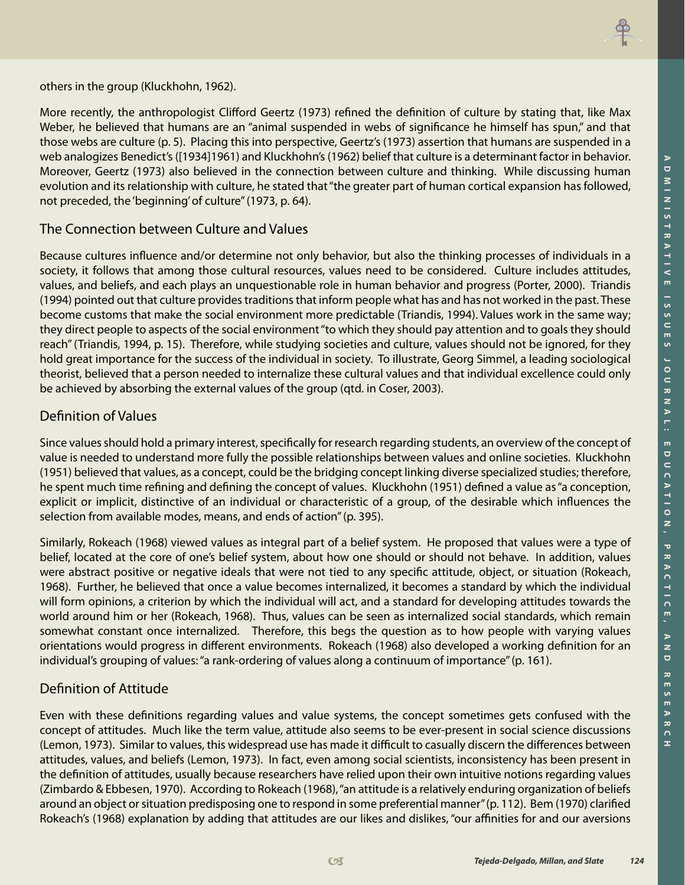others in the group (Kluckhohn, 1962).

More recently, the anthropologist Clifford Geertz (1973) refined the definition of culture by stating that, like Max Weber, he believed that humans are an "animal suspended in webs of significance he himself has spun," and that those webs are culture (p. 5). Placing this into perspective, Geertz's (1973) assertion that humans are suspended in a web analogizes Benedict's ([1934]1961) and Kluckhohn's (1962) belief that culture is a determinant factor in behavior. Moreover, Geertz (1973) also believed in the connection between culture and thinking. While discussing human evolution and its relationship with culture, he stated that "the greater part of human cortical expansion has followed, not preceded, the 'beginning' of culture" (1973, p. 64).

## The Connection between Culture and Values

Because cultures influence and/or determine not only behavior, but also the thinking processes of individuals in a society, it follows that among those cultural resources, values need to be considered. Culture includes attitudes, values, and beliefs, and each plays an unquestionable role in human behavior and progress (Porter, 2000). Triandis (1994) pointed out that culture provides traditions that inform people what has and has not worked in the past. These become customs that make the social environment more predictable (Triandis, 1994). Values work in the same way; they direct people to aspects of the social environment "to which they should pay attention and to goals they should reach" (Triandis, 1994, p. 15). Therefore, while studying societies and culture, values should not be ignored, for they hold great importance for the success of the individual in society. To illustrate, Georg Simmel, a leading sociological theorist, believed that a person needed to internalize these cultural values and that individual excellence could only be achieved by absorbing the external values of the group (qtd. in Coser, 2003).

## Definition of Values

Since values should hold a primary interest, specifically for research regarding students, an overview of the concept of value is needed to understand more fully the possible relationships between values and online societies. Kluckhohn (1951) believed that values, as a concept, could be the bridging concept linking diverse specialized studies; therefore, he spent much time refining and defining the concept of values. Kluckhohn (1951) defined a value as "a conception, explicit or implicit, distinctive of an individual or characteristic of a group, of the desirable which influences the selection from available modes, means, and ends of action" (p. 395).

Similarly, Rokeach (1968) viewed values as integral part of a belief system. He proposed that values were a type of belief, located at the core of one's belief system, about how one should or should not behave. In addition, values were abstract positive or negative ideals that were not tied to any specific attitude, object, or situation (Rokeach, 1968). Further, he believed that once a value becomes internalized, it becomes a standard by which the individual will form opinions, a criterion by which the individual will act, and a standard for developing attitudes towards the world around him or her (Rokeach, 1968). Thus, values can be seen as internalized social standards, which remain somewhat constant once internalized. Therefore, this begs the question as to how people with varying values orientations would progress in different environments. Rokeach (1968) also developed a working definition for an individual's grouping of values: "a rank-ordering of values along a continuum of importance" (p. 161).

## Definition of Attitude

Even with these definitions regarding values and value systems, the concept sometimes gets confused with the concept of attitudes. Much like the term value, attitude also seems to be ever-present in social science discussions (Lemon, 1973). Similar to values, this widespread use has made it difficult to casually discern the differences between attitudes, values, and beliefs (Lemon, 1973). In fact, even among social scientists, inconsistency has been present in the definition of attitudes, usually because researchers have relied upon their own intuitive notions regarding values (Zimbardo & Ebbesen, 1970). According to Rokeach (1968), "an attitude is a relatively enduring organization of beliefs around an object or situation predisposing one to respond in some preferential manner" (p. 112). Bem (1970) clarified Rokeach's (1968) explanation by adding that attitudes are our likes and dislikes, "our affinities for and our aversions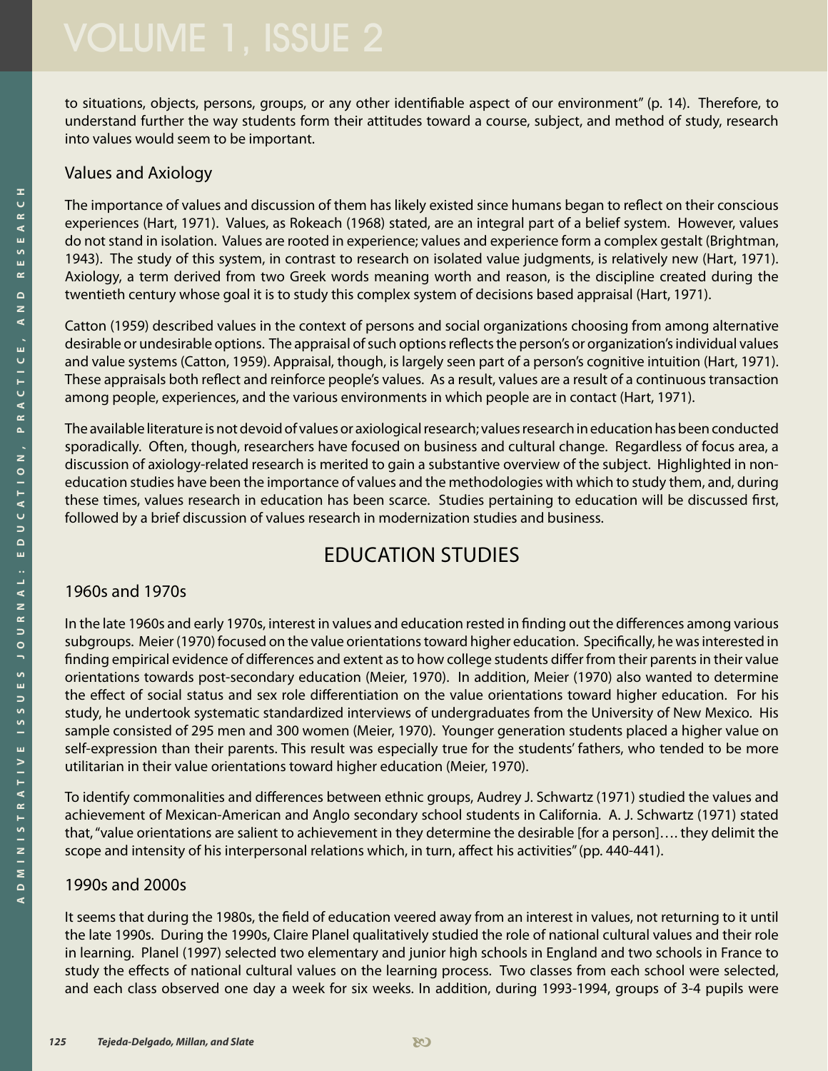to situations, objects, persons, groups, or any other identifiable aspect of our environment" (p. 14). Therefore, to understand further the way students form their attitudes toward a course, subject, and method of study, research into values would seem to be important.

### Values and Axiology

The importance of values and discussion of them has likely existed since humans began to reflect on their conscious experiences (Hart, 1971). Values, as Rokeach (1968) stated, are an integral part of a belief system. However, values do not stand in isolation. Values are rooted in experience; values and experience form a complex gestalt (Brightman, 1943). The study of this system, in contrast to research on isolated value judgments, is relatively new (Hart, 1971). Axiology, a term derived from two Greek words meaning worth and reason, is the discipline created during the twentieth century whose goal it is to study this complex system of decisions based appraisal (Hart, 1971).

Catton (1959) described values in the context of persons and social organizations choosing from among alternative desirable or undesirable options. The appraisal of such options reflects the person's or organization's individual values and value systems (Catton, 1959). Appraisal, though, is largely seen part of a person's cognitive intuition (Hart, 1971). These appraisals both reflect and reinforce people's values. As a result, values are a result of a continuous transaction among people, experiences, and the various environments in which people are in contact (Hart, 1971).

The available literature is not devoid of values or axiological research; values research in education has been conducted sporadically. Often, though, researchers have focused on business and cultural change. Regardless of focus area, a discussion of axiology-related research is merited to gain a substantive overview of the subject. Highlighted in non-education studies have been the importance of values and the methodologies with which to study them, and, during these times, values research in education has been scarce. Studies pertaining to education will be discussed first, followed by a brief discussion of values research in modernization studies and business.

## EDUCATION STUDIES

### 1960s and 1970s

In the late 1960s and early 1970s, interest in values and education rested in finding out the differences among various subgroups. Meier (1970) focused on the value orientations toward higher education. Specifically, he was interested in finding empirical evidence of differences and extent as to how college students differ from their parents in their value orientations towards post-secondary education (Meier, 1970). In addition, Meier (1970) also wanted to determine the effect of social status and sex role differentiation on the value orientations toward higher education. For his study, he undertook systematic standardized interviews of undergraduates from the University of New Mexico. His sample consisted of 295 men and 300 women (Meier, 1970). Younger generation students placed a higher value on self-expression than their parents. This result was especially true for the students' fathers, who tended to be more utilitarian in their value orientations toward higher education (Meier, 1970).

To identify commonalities and differences between ethnic groups, Audrey J. Schwartz (1971) studied the values and achievement of Mexican-American and Anglo secondary school students in California. A. J. Schwartz (1971) stated that, "value orientations are salient to achievement in they determine the desirable [for a person]…. they delimit the scope and intensity of his interpersonal relations which, in turn, affect his activities" (pp. 440-441).

### 1990s and 2000s

It seems that during the 1980s, the field of education veered away from an interest in values, not returning to it until the late 1990s. During the 1990s, Claire Planel qualitatively studied the role of national cultural values and their role in learning. Planel (1997) selected two elementary and junior high schools in England and two schools in France to study the effects of national cultural values on the learning process. Two classes from each school were selected, and each class observed one day a week for six weeks. In addition, during 1993-1994, groups of 3-4 pupils were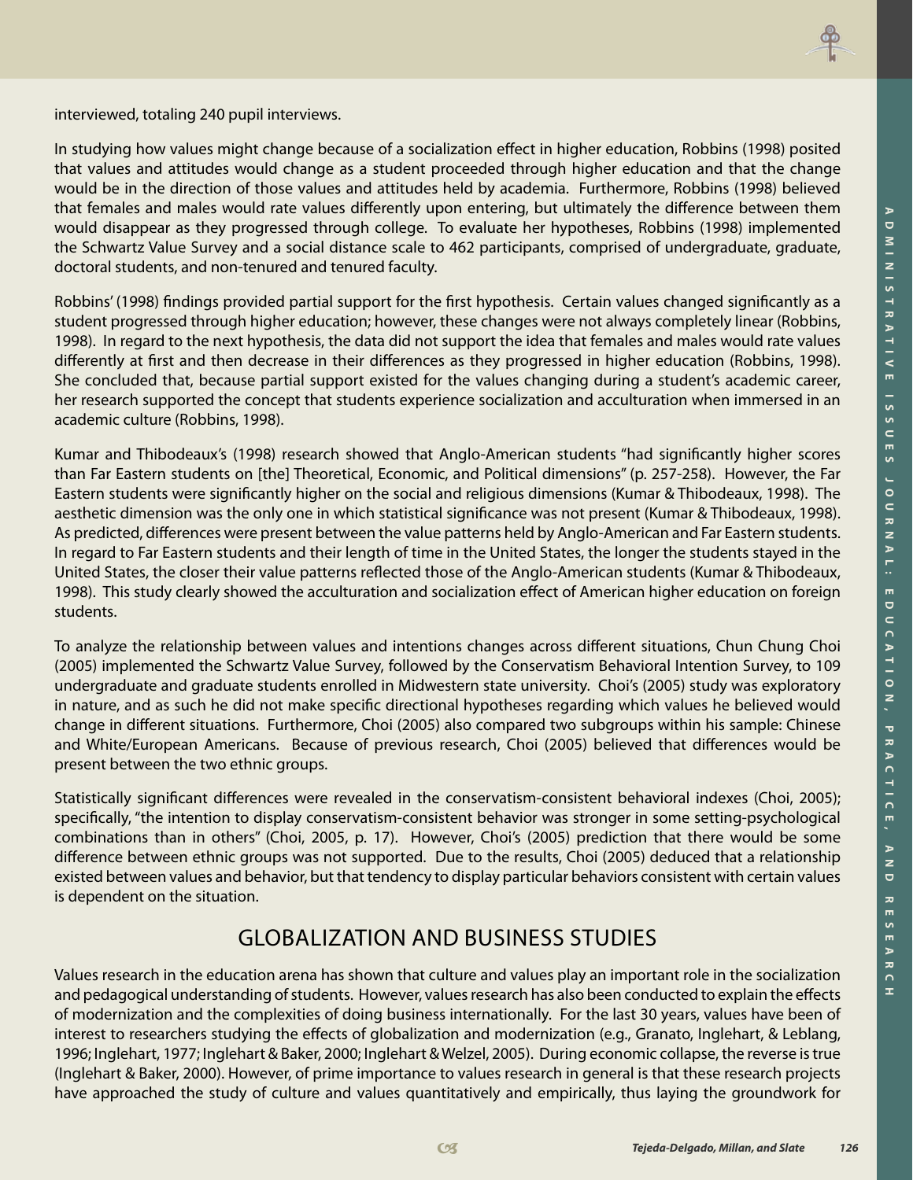interviewed, totaling 240 pupil interviews.

In studying how values might change because of a socialization effect in higher education, Robbins (1998) posited that values and attitudes would change as a student proceeded through higher education and that the change would be in the direction of those values and attitudes held by academia. Furthermore, Robbins (1998) believed that females and males would rate values differently upon entering, but ultimately the difference between them would disappear as they progressed through college. To evaluate her hypotheses, Robbins (1998) implemented the Schwartz Value Survey and a social distance scale to 462 participants, comprised of undergraduate, graduate, doctoral students, and non-tenured and tenured faculty.

Robbins' (1998) findings provided partial support for the first hypothesis. Certain values changed significantly as a student progressed through higher education; however, these changes were not always completely linear (Robbins, 1998). In regard to the next hypothesis, the data did not support the idea that females and males would rate values differently at first and then decrease in their differences as they progressed in higher education (Robbins, 1998). She concluded that, because partial support existed for the values changing during a student's academic career, her research supported the concept that students experience socialization and acculturation when immersed in an academic culture (Robbins, 1998).

Kumar and Thibodeaux's (1998) research showed that Anglo-American students "had significantly higher scores than Far Eastern students on [the] Theoretical, Economic, and Political dimensions" (p. 257-258). However, the Far Eastern students were significantly higher on the social and religious dimensions (Kumar & Thibodeaux, 1998). The aesthetic dimension was the only one in which statistical significance was not present (Kumar & Thibodeaux, 1998). As predicted, differences were present between the value patterns held by Anglo-American and Far Eastern students. In regard to Far Eastern students and their length of time in the United States, the longer the students stayed in the United States, the closer their value patterns reflected those of the Anglo-American students (Kumar & Thibodeaux, 1998). This study clearly showed the acculturation and socialization effect of American higher education on foreign students.

To analyze the relationship between values and intentions changes across different situations, Chun Chung Choi (2005) implemented the Schwartz Value Survey, followed by the Conservatism Behavioral Intention Survey, to 109 undergraduate and graduate students enrolled in Midwestern state university. Choi's (2005) study was exploratory in nature, and as such he did not make specific directional hypotheses regarding which values he believed would change in different situations. Furthermore, Choi (2005) also compared two subgroups within his sample: Chinese and White/European Americans. Because of previous research, Choi (2005) believed that differences would be present between the two ethnic groups.

Statistically significant differences were revealed in the conservatism-consistent behavioral indexes (Choi, 2005); specifically, "the intention to display conservatism-consistent behavior was stronger in some setting-psychological combinations than in others" (Choi, 2005, p. 17). However, Choi's (2005) prediction that there would be some difference between ethnic groups was not supported. Due to the results, Choi (2005) deduced that a relationship existed between values and behavior, but that tendency to display particular behaviors consistent with certain values is dependent on the situation.

## GLOBALIZATION AND BUSINESS STUDIES

Values research in the education arena has shown that culture and values play an important role in the socialization and pedagogical understanding of students. However, values research has also been conducted to explain the effects of modernization and the complexities of doing business internationally. For the last 30 years, values have been of interest to researchers studying the effects of globalization and modernization (e.g., Granato, Inglehart, & Leblang, 1996; Inglehart, 1977; Inglehart & Baker, 2000; Inglehart & Welzel, 2005). During economic collapse, the reverse is true (Inglehart & Baker, 2000). However, of prime importance to values research in general is that these research projects have approached the study of culture and values quantitatively and empirically, thus laying the groundwork for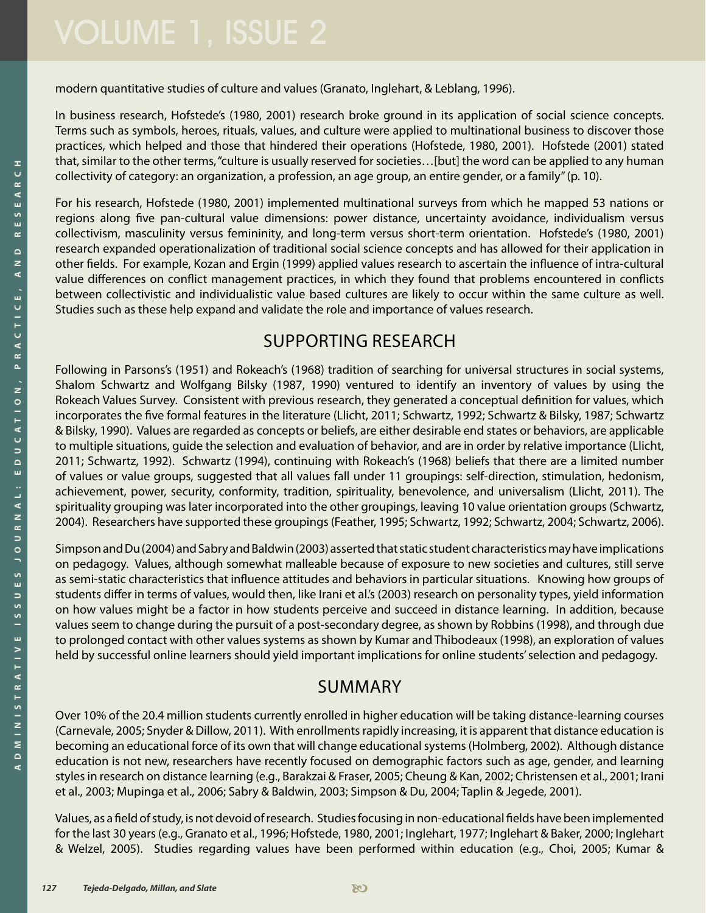modern quantitative studies of culture and values (Granato, Inglehart, & Leblang, 1996).

In business research, Hofstede's (1980, 2001) research broke ground in its application of social science concepts. Terms such as symbols, heroes, rituals, values, and culture were applied to multinational business to discover those practices, which helped and those that hindered their operations (Hofstede, 1980, 2001). Hofstede (2001) stated that, similar to the other terms, "culture is usually reserved for societies…[but] the word can be applied to any human collectivity of category: an organization, a profession, an age group, an entire gender, or a family" (p. 10).

For his research, Hofstede (1980, 2001) implemented multinational surveys from which he mapped 53 nations or regions along five pan-cultural value dimensions: power distance, uncertainty avoidance, individualism versus collectivism, masculinity versus femininity, and long-term versus short-term orientation. Hofstede's (1980, 2001) research expanded operationalization of traditional social science concepts and has allowed for their application in other fields. For example, Kozan and Ergin (1999) applied values research to ascertain the influence of intra-cultural value differences on conflict management practices, in which they found that problems encountered in conflicts between collectivistic and individualistic value based cultures are likely to occur within the same culture as well. Studies such as these help expand and validate the role and importance of values research.

## SUPPORTING RESEARCH

Following in Parsons's (1951) and Rokeach's (1968) tradition of searching for universal structures in social systems, Shalom Schwartz and Wolfgang Bilsky (1987, 1990) ventured to identify an inventory of values by using the Rokeach Values Survey. Consistent with previous research, they generated a conceptual definition for values, which incorporates the five formal features in the literature (Llicht, 2011; Schwartz, 1992; Schwartz & Bilsky, 1987; Schwartz & Bilsky, 1990). Values are regarded as concepts or beliefs, are either desirable end states or behaviors, are applicable to multiple situations, guide the selection and evaluation of behavior, and are in order by relative importance (Llicht, 2011; Schwartz, 1992). Schwartz (1994), continuing with Rokeach's (1968) beliefs that there are a limited number of values or value groups, suggested that all values fall under 11 groupings: self-direction, stimulation, hedonism, achievement, power, security, conformity, tradition, spirituality, benevolence, and universalism (Llicht, 2011). The spirituality grouping was later incorporated into the other groupings, leaving 10 value orientation groups (Schwartz, 2004). Researchers have supported these groupings (Feather, 1995; Schwartz, 1992; Schwartz, 2004; Schwartz, 2006).

Simpson and Du (2004) and Sabry and Baldwin (2003) asserted that static student characteristics may have implications on pedagogy. Values, although somewhat malleable because of exposure to new societies and cultures, still serve as semi-static characteristics that influence attitudes and behaviors in particular situations. Knowing how groups of students differ in terms of values, would then, like Irani et al.'s (2003) research on personality types, yield information on how values might be a factor in how students perceive and succeed in distance learning. In addition, because values seem to change during the pursuit of a post-secondary degree, as shown by Robbins (1998), and through due to prolonged contact with other values systems as shown by Kumar and Thibodeaux (1998), an exploration of values held by successful online learners should yield important implications for online students' selection and pedagogy.

## SUMMARY

Over 10% of the 20.4 million students currently enrolled in higher education will be taking distance-learning courses (Carnevale, 2005; Snyder & Dillow, 2011). With enrollments rapidly increasing, it is apparent that distance education is becoming an educational force of its own that will change educational systems (Holmberg, 2002). Although distance education is not new, researchers have recently focused on demographic factors such as age, gender, and learning styles in research on distance learning (e.g., Barakzai & Fraser, 2005; Cheung & Kan, 2002; Christensen et al., 2001; Irani et al., 2003; Mupinga et al., 2006; Sabry & Baldwin, 2003; Simpson & Du, 2004; Taplin & Jegede, 2001).

Values, as a field of study, is not devoid of research. Studies focusing in non-educational fields have been implemented for the last 30 years (e.g., Granato et al., 1996; Hofstede, 1980, 2001; Inglehart, 1977; Inglehart & Baker, 2000; Inglehart & Welzel, 2005). Studies regarding values have been performed within education (e.g., Choi, 2005; Kumar &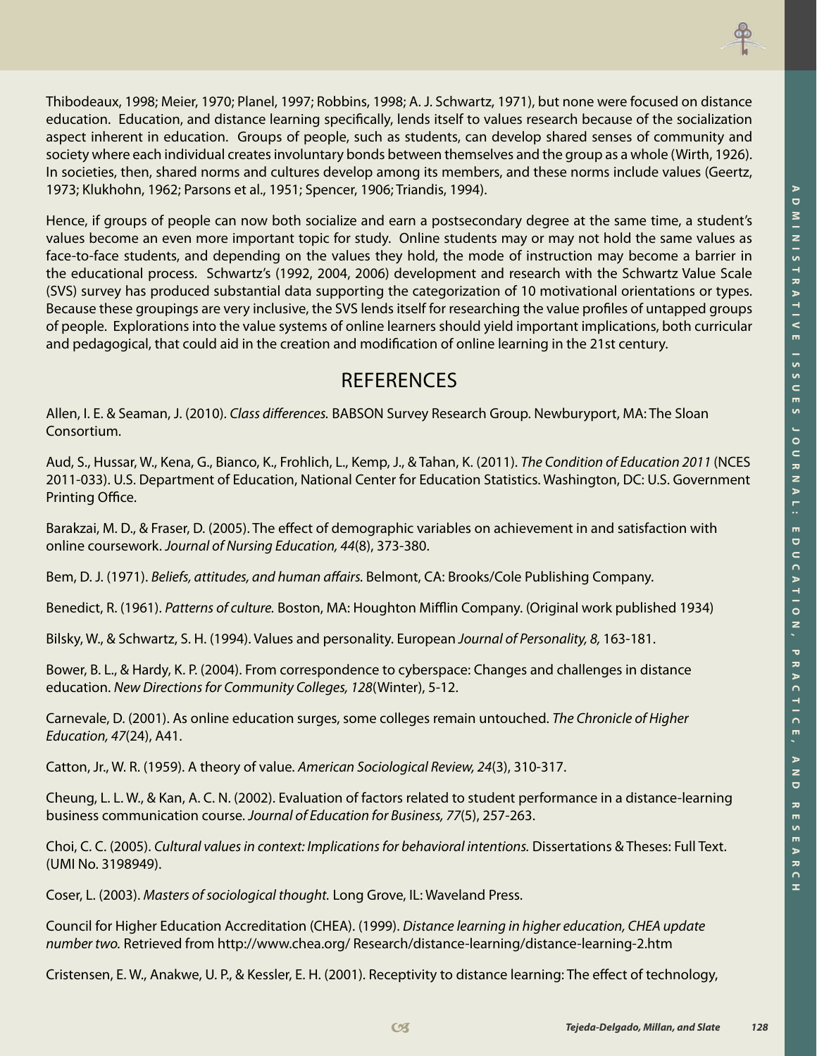Thibodeaux, 1998; Meier, 1970; Planel, 1997; Robbins, 1998; A. J. Schwartz, 1971), but none were focused on distance education. Education, and distance learning specifically, lends itself to values research because of the socialization aspect inherent in education. Groups of people, such as students, can develop shared senses of community and society where each individual creates involuntary bonds between themselves and the group as a whole (Wirth, 1926). In societies, then, shared norms and cultures develop among its members, and these norms include values (Geertz, 1973; Klukhohn, 1962; Parsons et al., 1951; Spencer, 1906; Triandis, 1994).

Hence, if groups of people can now both socialize and earn a postsecondary degree at the same time, a student's values become an even more important topic for study. Online students may or may not hold the same values as face-to-face students, and depending on the values they hold, the mode of instruction may become a barrier in the educational process. Schwartz's (1992, 2004, 2006) development and research with the Schwartz Value Scale (SVS) survey has produced substantial data supporting the categorization of 10 motivational orientations or types. Because these groupings are very inclusive, the SVS lends itself for researching the value profiles of untapped groups of people. Explorations into the value systems of online learners should yield important implications, both curricular and pedagogical, that could aid in the creation and modification of online learning in the 21st century.

## REFERENCES

Allen, I. E. & Seaman, J. (2010). *Class differences.* BABSON Survey Research Group. Newburyport, MA: The Sloan Consortium.

Aud, S., Hussar, W., Kena, G., Bianco, K., Frohlich, L., Kemp, J., & Tahan, K. (2011). *The Condition of Education 2011* (NCES 2011-033). U.S. Department of Education, National Center for Education Statistics. Washington, DC: U.S. Government Printing Office.

Barakzai, M. D., & Fraser, D. (2005). The effect of demographic variables on achievement in and satisfaction with online coursework. *Journal of Nursing Education, 44*(8), 373-380.

Bem, D. J. (1971). *Beliefs, attitudes, and human affairs.* Belmont, CA: Brooks/Cole Publishing Company.

Benedict, R. (1961). *Patterns of culture.* Boston, MA: Houghton Mifflin Company. (Original work published 1934)

Bilsky, W., & Schwartz, S. H. (1994). Values and personality. European *Journal of Personality, 8,* 163-181.

Bower, B. L., & Hardy, K. P. (2004). From correspondence to cyberspace: Changes and challenges in distance education. *New Directions for Community Colleges, 128*(Winter), 5-12.

Carnevale, D. (2001). As online education surges, some colleges remain untouched. *The Chronicle of Higher Education, 47*(24), A41.

Catton, Jr., W. R. (1959). A theory of value. *American Sociological Review, 24*(3), 310-317.

Cheung, L. L. W., & Kan, A. C. N. (2002). Evaluation of factors related to student performance in a distance-learning business communication course. *Journal of Education for Business, 77*(5), 257-263.

Choi, C. C. (2005). *Cultural values in context: Implications for behavioral intentions.* Dissertations & Theses: Full Text. (UMI No. 3198949).

Coser, L. (2003). *Masters of sociological thought.* Long Grove, IL: Waveland Press.

Council for Higher Education Accreditation (CHEA). (1999). *Distance learning in higher education, CHEA update number two.* Retrieved from http://www.chea.org/ Research/distance-learning/distance-learning-2.htm

Cristensen, E. W., Anakwe, U. P., & Kessler, E. H. (2001). Receptivity to distance learning: The effect of technology,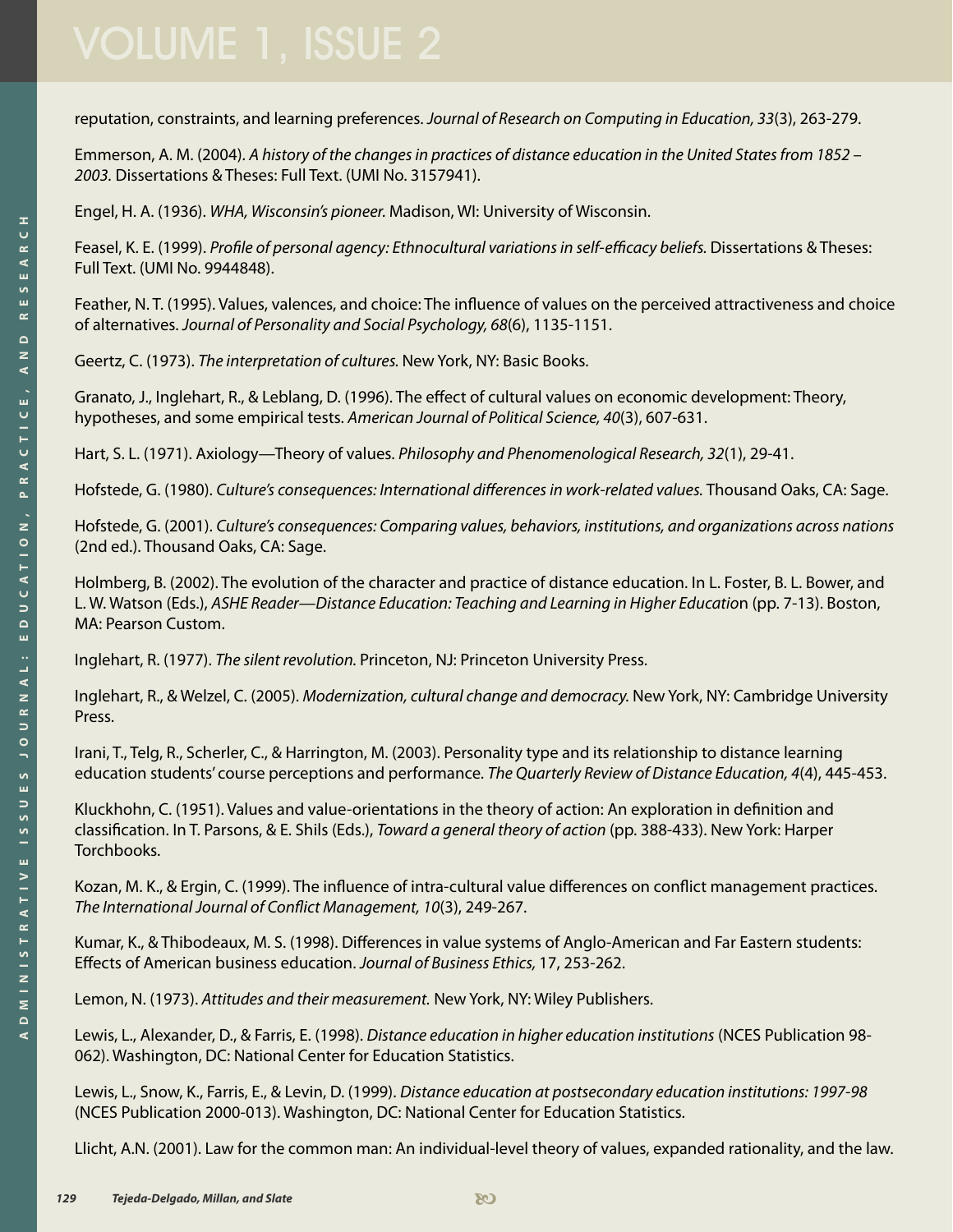reputation, constraints, and learning preferences. *Journal of Research on Computing in Education, 33*(3), 263-279.

Emmerson, A. M. (2004). *A history of the changes in practices of distance education in the United States from 1852 – 2003.* Dissertations & Theses: Full Text. (UMI No. 3157941).

Engel, H. A. (1936). *WHA, Wisconsin's pioneer.* Madison, WI: University of Wisconsin.

Feasel, K. E. (1999). *Profile of personal agency: Ethnocultural variations in self-efficacy beliefs.* Dissertations & Theses: Full Text. (UMI No. 9944848).

Feather, N. T. (1995). Values, valences, and choice: The influence of values on the perceived attractiveness and choice of alternatives. *Journal of Personality and Social Psychology, 68*(6), 1135-1151.

Geertz, C. (1973). *The interpretation of cultures.* New York, NY: Basic Books.

Granato, J., Inglehart, R., & Leblang, D. (1996). The effect of cultural values on economic development: Theory, hypotheses, and some empirical tests. *American Journal of Political Science, 40*(3), 607-631.

Hart, S. L. (1971). Axiology—Theory of values. *Philosophy and Phenomenological Research, 32*(1), 29-41.

Hofstede, G. (1980). *Culture's consequences: International differences in work-related values.* Thousand Oaks, CA: Sage.

Hofstede, G. (2001). *Culture's consequences: Comparing values, behaviors, institutions, and organizations across nations* (2nd ed.). Thousand Oaks, CA: Sage.

Holmberg, B. (2002). The evolution of the character and practice of distance education. In L. Foster, B. L. Bower, and L. W. Watson (Eds.), *ASHE Reader—Distance Education: Teaching and Learning in Higher Educatio*n (pp. 7-13). Boston, MA: Pearson Custom.

Inglehart, R. (1977). *The silent revolution.* Princeton, NJ: Princeton University Press.

Inglehart, R., & Welzel, C. (2005). *Modernization, cultural change and democracy.* New York, NY: Cambridge University Press.

Irani, T., Telg, R., Scherler, C., & Harrington, M. (2003). Personality type and its relationship to distance learning education students' course perceptions and performance. *The Quarterly Review of Distance Education, 4*(4), 445-453.

Kluckhohn, C. (1951). Values and value-orientations in the theory of action: An exploration in definition and classification. In T. Parsons, & E. Shils (Eds.), *Toward a general theory of action* (pp. 388-433). New York: Harper Torchbooks.

Kozan, M. K., & Ergin, C. (1999). The influence of intra-cultural value differences on conflict management practices. *The International Journal of Conflict Management, 10*(3), 249-267.

Kumar, K., & Thibodeaux, M. S. (1998). Differences in value systems of Anglo-American and Far Eastern students: Effects of American business education. *Journal of Business Ethics,* 17, 253-262.

Lemon, N. (1973). *Attitudes and their measurement.* New York, NY: Wiley Publishers.

Lewis, L., Alexander, D., & Farris, E. (1998). *Distance education in higher education institutions* (NCES Publication 98-062). Washington, DC: National Center for Education Statistics.

Lewis, L., Snow, K., Farris, E., & Levin, D. (1999). *Distance education at postsecondary education institutions: 1997-98* (NCES Publication 2000-013). Washington, DC: National Center for Education Statistics.

Llicht, A.N. (2001). Law for the common man: An individual-level theory of values, expanded rationality, and the law.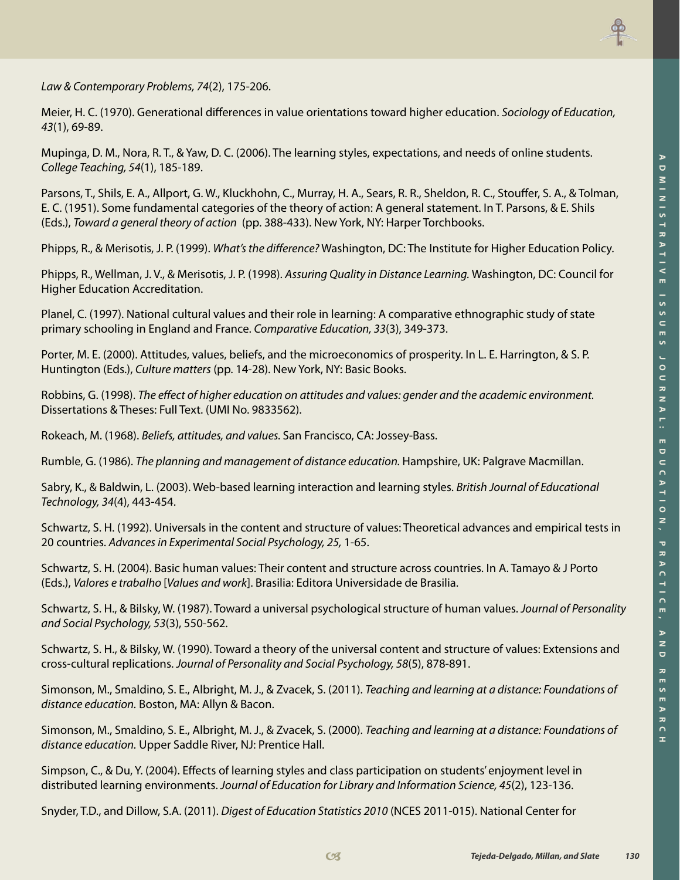*Law & Contemporary Problems, 74*(2), 175-206.

Meier, H. C. (1970). Generational differences in value orientations toward higher education. *Sociology of Education, 43*(1), 69-89.

Mupinga, D. M., Nora, R. T., & Yaw, D. C. (2006). The learning styles, expectations, and needs of online students. *College Teaching, 54*(1), 185-189.

Parsons, T., Shils, E. A., Allport, G. W., Kluckhohn, C., Murray, H. A., Sears, R. R., Sheldon, R. C., Stouffer, S. A., & Tolman, E. C. (1951). Some fundamental categories of the theory of action: A general statement. In T. Parsons, & E. Shils (Eds.), *Toward a general theory of action* (pp. 388-433). New York, NY: Harper Torchbooks.

Phipps, R., & Merisotis, J. P. (1999). *What's the difference?* Washington, DC: The Institute for Higher Education Policy.

Phipps, R., Wellman, J. V., & Merisotis, J. P. (1998). *Assuring Quality in Distance Learning.* Washington, DC: Council for Higher Education Accreditation.

Planel, C. (1997). National cultural values and their role in learning: A comparative ethnographic study of state primary schooling in England and France. *Comparative Education, 33*(3), 349-373.

Porter, M. E. (2000). Attitudes, values, beliefs, and the microeconomics of prosperity. In L. E. Harrington, & S. P. Huntington (Eds.), *Culture matters* (pp. 14-28). New York, NY: Basic Books.

Robbins, G. (1998). *The effect of higher education on attitudes and values: gender and the academic environment.* Dissertations & Theses: Full Text. (UMI No. 9833562).

Rokeach, M. (1968). *Beliefs, attitudes, and values.* San Francisco, CA: Jossey-Bass.

Rumble, G. (1986). *The planning and management of distance education.* Hampshire, UK: Palgrave Macmillan.

Sabry, K., & Baldwin, L. (2003). Web-based learning interaction and learning styles. *British Journal of Educational Technology, 34*(4), 443-454.

Schwartz, S. H. (1992). Universals in the content and structure of values: Theoretical advances and empirical tests in 20 countries. *Advances in Experimental Social Psychology, 25,* 1-65.

Schwartz, S. H. (2004). Basic human values: Their content and structure across countries. In A. Tamayo & J Porto (Eds.), *Valores e trabalho* [*Values and work*]. Brasilia: Editora Universidade de Brasilia.

Schwartz, S. H., & Bilsky, W. (1987). Toward a universal psychological structure of human values. *Journal of Personality and Social Psychology, 53*(3), 550-562.

Schwartz, S. H., & Bilsky, W. (1990). Toward a theory of the universal content and structure of values: Extensions and cross-cultural replications. *Journal of Personality and Social Psychology, 58*(5), 878-891.

Simonson, M., Smaldino, S. E., Albright, M. J., & Zvacek, S. (2011). *Teaching and learning at a distance: Foundations of distance education.* Boston, MA: Allyn & Bacon.

Simonson, M., Smaldino, S. E., Albright, M. J., & Zvacek, S. (2000). *Teaching and learning at a distance: Foundations of distance education.* Upper Saddle River, NJ: Prentice Hall.

Simpson, C., & Du, Y. (2004). Effects of learning styles and class participation on students' enjoyment level in distributed learning environments. *Journal of Education for Library and Information Science, 45*(2), 123-136.

Snyder, T.D., and Dillow, S.A. (2011). *Digest of Education Statistics 2010* (NCES 2011-015). National Center for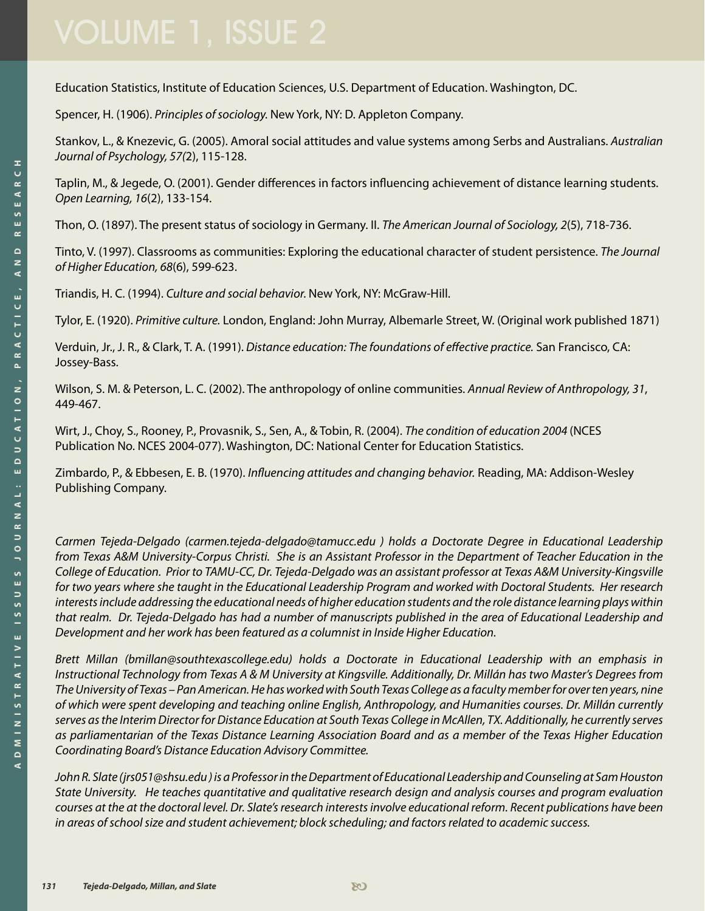Education Statistics, Institute of Education Sciences, U.S. Department of Education. Washington, DC.

Spencer, H. (1906). *Principles of sociology.* New York, NY: D. Appleton Company.

Stankov, L., & Knezevic, G. (2005). Amoral social attitudes and value systems among Serbs and Australians. *Australian Journal of Psychology, 57(*2), 115-128.

Taplin, M., & Jegede, O. (2001). Gender differences in factors influencing achievement of distance learning students. *Open Learning, 16*(2), 133-154.

Thon, O. (1897). The present status of sociology in Germany. II. *The American Journal of Sociology, 2*(5), 718-736.

Tinto, V. (1997). Classrooms as communities: Exploring the educational character of student persistence. *The Journal of Higher Education, 68*(6), 599-623.

Triandis, H. C. (1994). *Culture and social behavior.* New York, NY: McGraw-Hill.

Tylor, E. (1920). *Primitive culture.* London, England: John Murray, Albemarle Street, W. (Original work published 1871)

Verduin, Jr., J. R., & Clark, T. A. (1991). *Distance education: The foundations of effective practice.* San Francisco, CA: Jossey-Bass.

Wilson, S. M. & Peterson, L. C. (2002). The anthropology of online communities. *Annual Review of Anthropology, 31*, 449-467.

Wirt, J., Choy, S., Rooney, P., Provasnik, S., Sen, A., & Tobin, R. (2004). *The condition of education 2004* (NCES Publication No. NCES 2004-077). Washington, DC: National Center for Education Statistics.

Zimbardo, P., & Ebbesen, E. B. (1970). *Influencing attitudes and changing behavior.* Reading, MA: Addison-Wesley Publishing Company.

*Carmen Tejeda-Delgado (carmen.tejeda-delgado@tamucc.edu ) holds a Doctorate Degree in Educational Leadership from Texas A&M University-Corpus Christi. She is an Assistant Professor in the Department of Teacher Education in the College of Education. Prior to TAMU-CC, Dr. Tejeda-Delgado was an assistant professor at Texas A&M University-Kingsville for two years where she taught in the Educational Leadership Program and worked with Doctoral Students. Her research interests include addressing the educational needs of higher education students and the role distance learning plays within that realm. Dr. Tejeda-Delgado has had a number of manuscripts published in the area of Educational Leadership and Development and her work has been featured as a columnist in Inside Higher Education.*

*Brett Millan (bmillan@southtexascollege.edu) holds a Doctorate in Educational Leadership with an emphasis in Instructional Technology from Texas A & M University at Kingsville. Additionally, Dr. Millán has two Master's Degrees from The University of Texas – Pan American. He has worked with South Texas College as a faculty member for over ten years, nine of which were spent developing and teaching online English, Anthropology, and Humanities courses. Dr. Millán currently serves as the Interim Director for Distance Education at South Texas College in McAllen, TX. Additionally, he currently serves as parliamentarian of the Texas Distance Learning Association Board and as a member of the Texas Higher Education Coordinating Board's Distance Education Advisory Committee.*

*John R. Slate (jrs051@shsu.edu ) is a Professor in the Department of Educational Leadership and Counseling at Sam Houston State University. He teaches quantitative and qualitative research design and analysis courses and program evaluation courses at the at the doctoral level. Dr. Slate's research interests involve educational reform. Recent publications have been in areas of school size and student achievement; block scheduling; and factors related to academic success.*